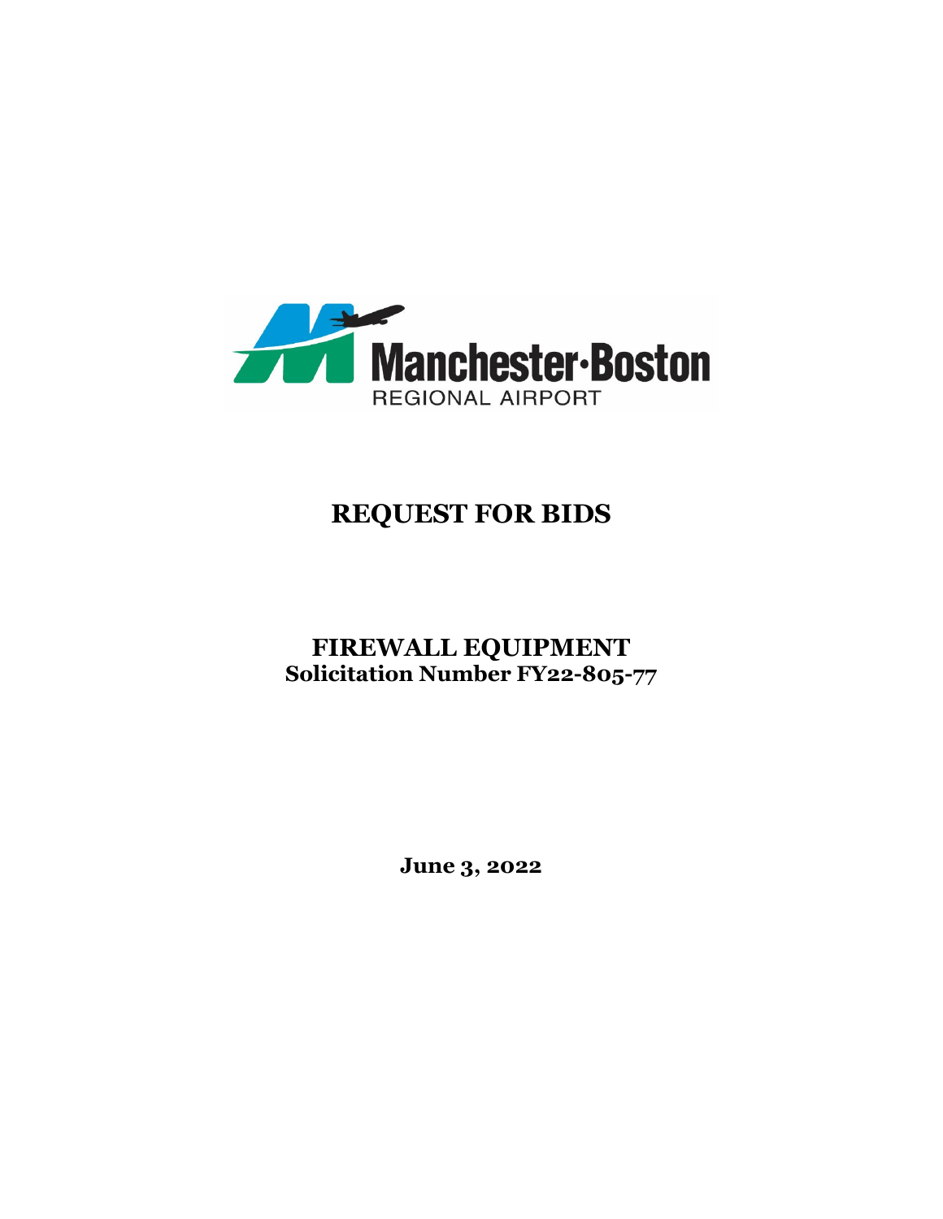Manchester·Boston

REGIONAL AIRPORT

# REQUEST FOR BIDS

## FIREWALL EQUIPMENT

**Solicitation Number FY22-805-77**

**June 3, 2022**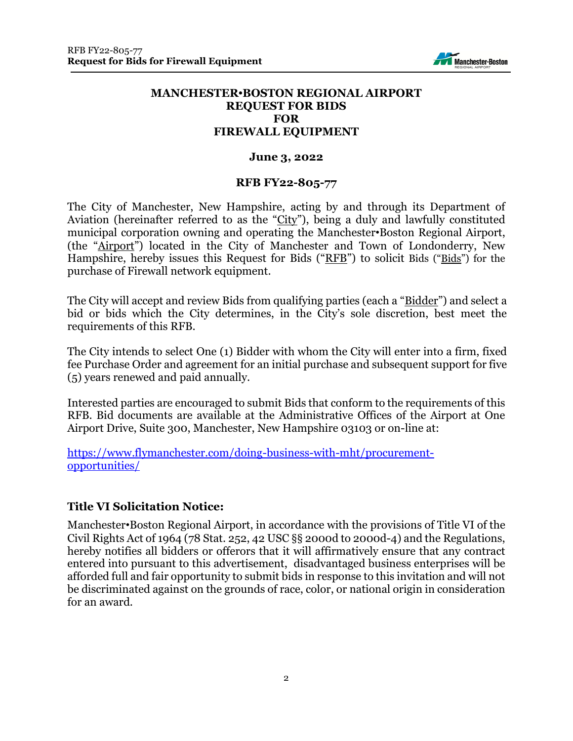# MANCHESTER•BOSTON REGIONAL AIRPORT
# REQUEST FOR BIDS
# FOR
# FIREWALL EQUIPMENT

**June 3, 2022**

**RFB FY22-805-77**

The City of Manchester, New Hampshire, acting by and through its Department of Aviation (hereinafter referred to as the "City"), being a duly and lawfully constituted municipal corporation owning and operating the Manchester•Boston Regional Airport, (the "Airport") located in the City of Manchester and Town of Londonderry, New Hampshire, hereby issues this Request for Bids ("RFB") to solicit Bids ("Bids") for the purchase of Firewall network equipment.

The City will accept and review Bids from qualifying parties (each a "Bidder") and select a bid or bids which the City determines, in the City's sole discretion, best meet the requirements of this RFB.

The City intends to select One (1) Bidder with whom the City will enter into a firm, fixed fee Purchase Order and agreement for an initial purchase and subsequent support for five (5) years renewed and paid annually.

Interested parties are encouraged to submit Bids that conform to the requirements of this RFB. Bid documents are available at the Administrative Offices of the Airport at One Airport Drive, Suite 300, Manchester, New Hampshire 03103 or on-line at:

https://www.flymanchester.com/doing-business-with-mht/procurement-opportunities/

## Title VI Solicitation Notice:

Manchester•Boston Regional Airport, in accordance with the provisions of Title VI of the Civil Rights Act of 1964 (78 Stat. 252, 42 USC §§ 2000d to 2000d-4) and the Regulations, hereby notifies all bidders or offerors that it will affirmatively ensure that any contract entered into pursuant to this advertisement, disadvantaged business enterprises will be afforded full and fair opportunity to submit bids in response to this invitation and will not be discriminated against on the grounds of race, color, or national origin in consideration for an award.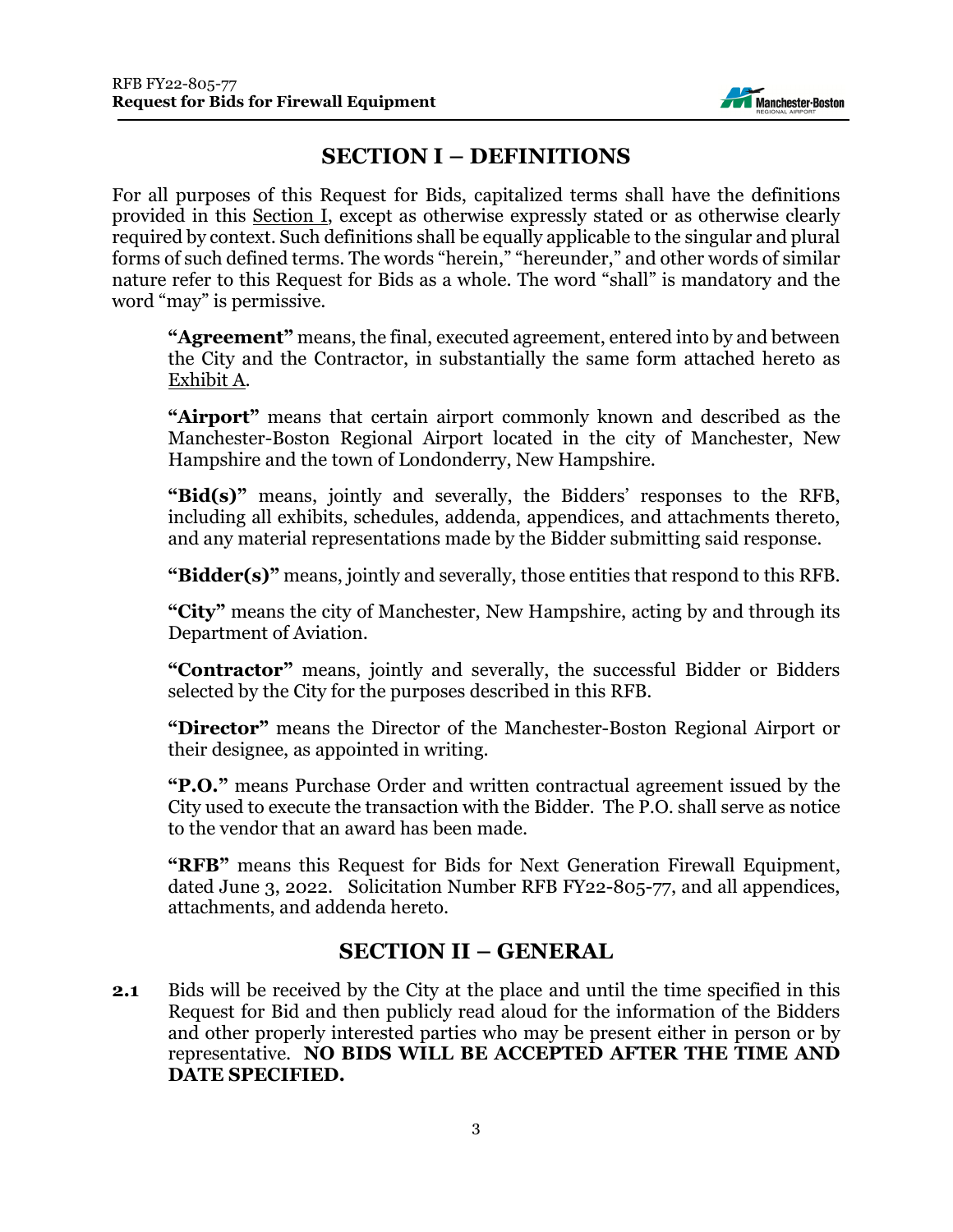## SECTION I – DEFINITIONS

For all purposes of this Request for Bids, capitalized terms shall have the definitions provided in this Section I, except as otherwise expressly stated or as otherwise clearly required by context. Such definitions shall be equally applicable to the singular and plural forms of such defined terms. The words "herein," "hereunder," and other words of similar nature refer to this Request for Bids as a whole. The word "shall" is mandatory and the word "may" is permissive.

**"Agreement"** means, the final, executed agreement, entered into by and between the City and the Contractor, in substantially the same form attached hereto as Exhibit A.

**"Airport"** means that certain airport commonly known and described as the Manchester-Boston Regional Airport located in the city of Manchester, New Hampshire and the town of Londonderry, New Hampshire.

**"Bid(s)"** means, jointly and severally, the Bidders' responses to the RFB, including all exhibits, schedules, addenda, appendices, and attachments thereto, and any material representations made by the Bidder submitting said response.

**"Bidder(s)"** means, jointly and severally, those entities that respond to this RFB.

**"City"** means the city of Manchester, New Hampshire, acting by and through its Department of Aviation.

**"Contractor"** means, jointly and severally, the successful Bidder or Bidders selected by the City for the purposes described in this RFB.

**"Director"** means the Director of the Manchester-Boston Regional Airport or their designee, as appointed in writing.

**"P.O."** means Purchase Order and written contractual agreement issued by the City used to execute the transaction with the Bidder. The P.O. shall serve as notice to the vendor that an award has been made.

**"RFB"** means this Request for Bids for Next Generation Firewall Equipment, dated June 3, 2022. Solicitation Number RFB FY22-805-77, and all appendices, attachments, and addenda hereto.

## SECTION II – GENERAL

**2.1** Bids will be received by the City at the place and until the time specified in this Request for Bid and then publicly read aloud for the information of the Bidders and other properly interested parties who may be present either in person or by representative. **NO BIDS WILL BE ACCEPTED AFTER THE TIME AND DATE SPECIFIED.**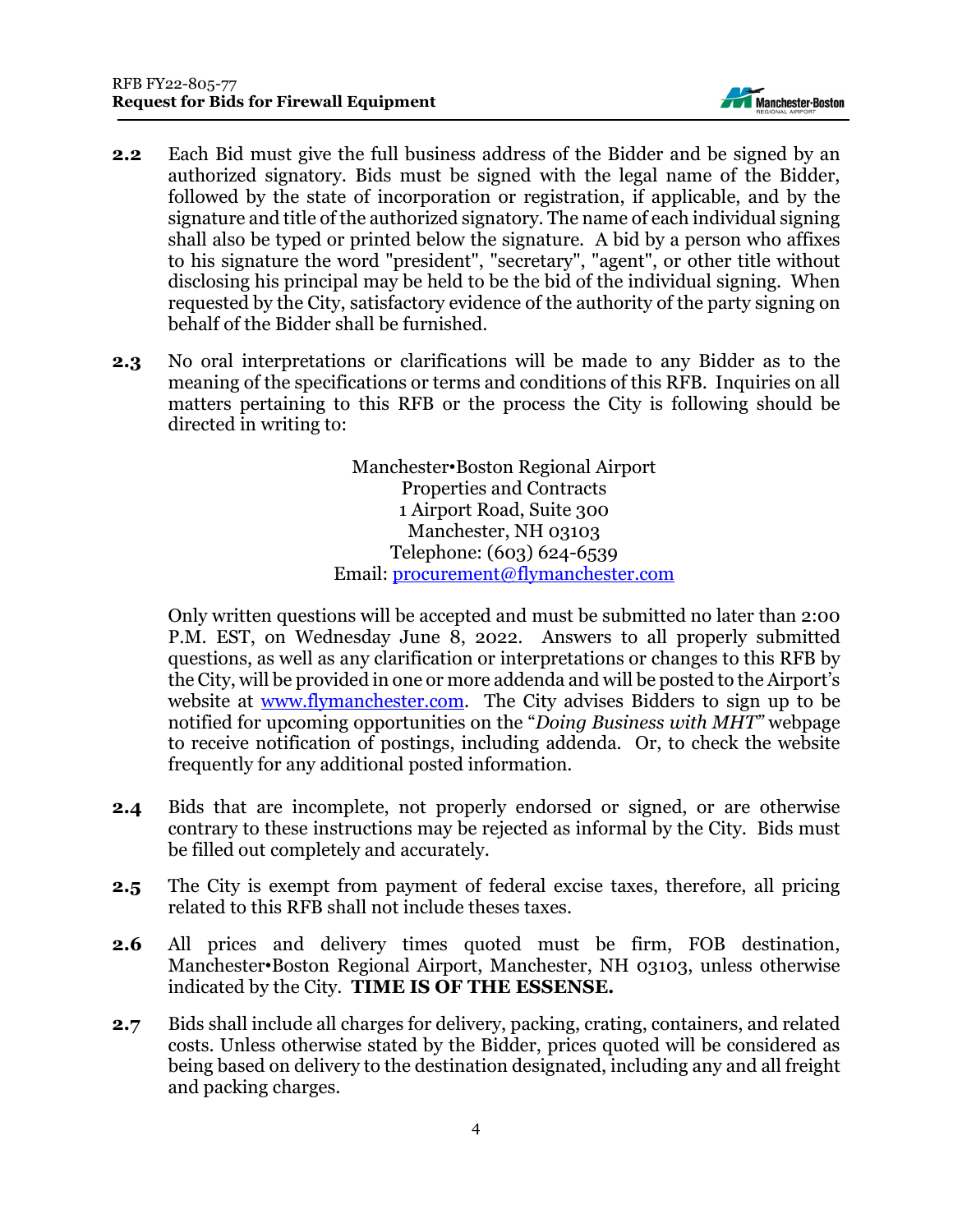**2.2** Each Bid must give the full business address of the Bidder and be signed by an authorized signatory. Bids must be signed with the legal name of the Bidder, followed by the state of incorporation or registration, if applicable, and by the signature and title of the authorized signatory. The name of each individual signing shall also be typed or printed below the signature. A bid by a person who affixes to his signature the word "president", "secretary", "agent", or other title without disclosing his principal may be held to be the bid of the individual signing. When requested by the City, satisfactory evidence of the authority of the party signing on behalf of the Bidder shall be furnished.

**2.3** No oral interpretations or clarifications will be made to any Bidder as to the meaning of the specifications or terms and conditions of this RFB. Inquiries on all matters pertaining to this RFB or the process the City is following should be directed in writing to:

Manchester•Boston Regional Airport
Properties and Contracts
1 Airport Road, Suite 300
Manchester, NH 03103
Telephone: (603) 624-6539
Email: [procurement@flymanchester.com](mailto:procurement@flymanchester.com)

Only written questions will be accepted and must be submitted no later than 2:00 P.M. EST, on Wednesday June 8, 2022. Answers to all properly submitted questions, as well as any clarification or interpretations or changes to this RFB by the City, will be provided in one or more addenda and will be posted to the Airport's website at [www.flymanchester.com](http://www.flymanchester.com). The City advises Bidders to sign up to be notified for upcoming opportunities on the "*Doing Business with MHT"* webpage to receive notification of postings, including addenda. Or, to check the website frequently for any additional posted information.

**2.4** Bids that are incomplete, not properly endorsed or signed, or are otherwise contrary to these instructions may be rejected as informal by the City. Bids must be filled out completely and accurately.

**2.5** The City is exempt from payment of federal excise taxes, therefore, all pricing related to this RFB shall not include theses taxes.

**2.6** All prices and delivery times quoted must be firm, FOB destination, Manchester•Boston Regional Airport, Manchester, NH 03103, unless otherwise indicated by the City. **TIME IS OF THE ESSENSE.**

**2.7** Bids shall include all charges for delivery, packing, crating, containers, and related costs. Unless otherwise stated by the Bidder, prices quoted will be considered as being based on delivery to the destination designated, including any and all freight and packing charges.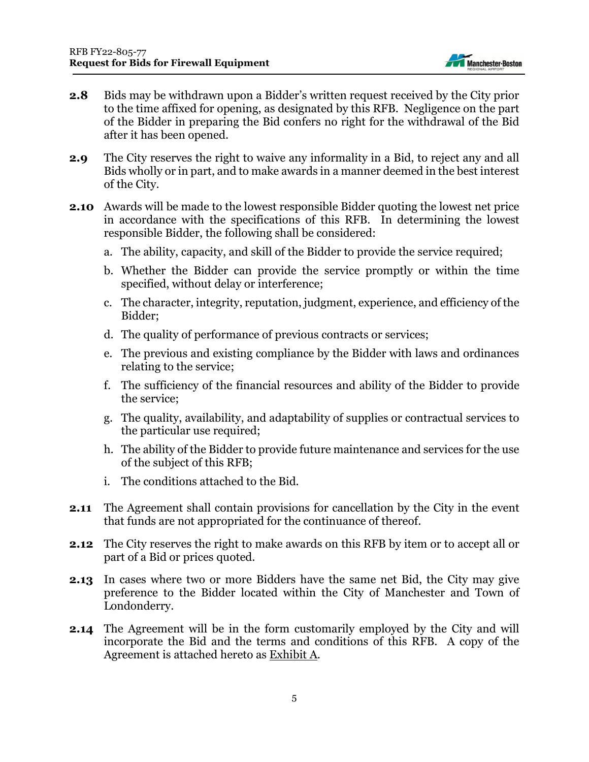**2.8** Bids may be withdrawn upon a Bidder's written request received by the City prior to the time affixed for opening, as designated by this RFB. Negligence on the part of the Bidder in preparing the Bid confers no right for the withdrawal of the Bid after it has been opened.

**2.9** The City reserves the right to waive any informality in a Bid, to reject any and all Bids wholly or in part, and to make awards in a manner deemed in the best interest of the City.

**2.10** Awards will be made to the lowest responsible Bidder quoting the lowest net price in accordance with the specifications of this RFB. In determining the lowest responsible Bidder, the following shall be considered:

a. The ability, capacity, and skill of the Bidder to provide the service required;

b. Whether the Bidder can provide the service promptly or within the time specified, without delay or interference;

c. The character, integrity, reputation, judgment, experience, and efficiency of the Bidder;

d. The quality of performance of previous contracts or services;

e. The previous and existing compliance by the Bidder with laws and ordinances relating to the service;

f. The sufficiency of the financial resources and ability of the Bidder to provide the service;

g. The quality, availability, and adaptability of supplies or contractual services to the particular use required;

h. The ability of the Bidder to provide future maintenance and services for the use of the subject of this RFB;

i. The conditions attached to the Bid.

**2.11** The Agreement shall contain provisions for cancellation by the City in the event that funds are not appropriated for the continuance of thereof.

**2.12** The City reserves the right to make awards on this RFB by item or to accept all or part of a Bid or prices quoted.

**2.13** In cases where two or more Bidders have the same net Bid, the City may give preference to the Bidder located within the City of Manchester and Town of Londonderry.

**2.14** The Agreement will be in the form customarily employed by the City and will incorporate the Bid and the terms and conditions of this RFB. A copy of the Agreement is attached hereto as Exhibit A.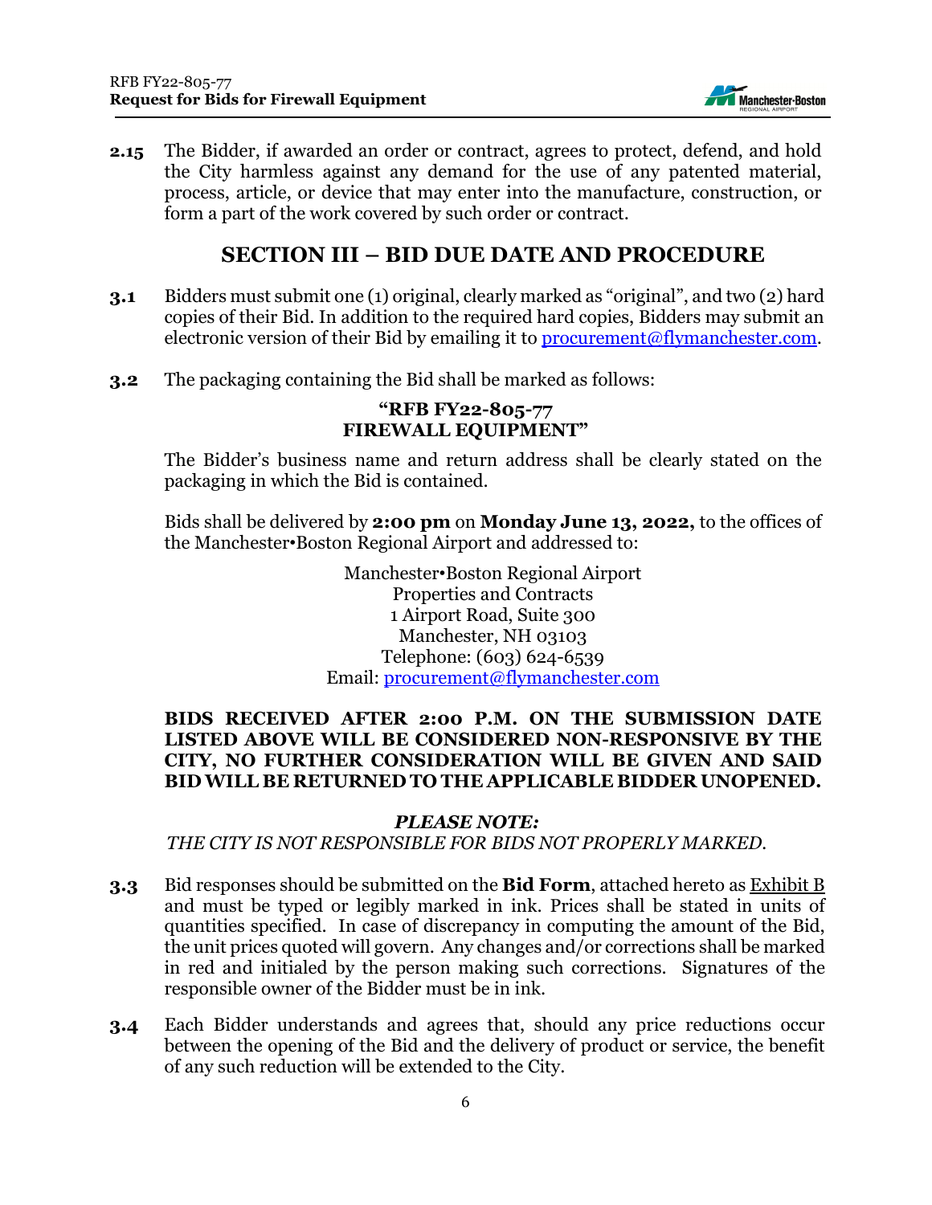**2.15** The Bidder, if awarded an order or contract, agrees to protect, defend, and hold the City harmless against any demand for the use of any patented material, process, article, or device that may enter into the manufacture, construction, or form a part of the work covered by such order or contract.

## SECTION III – BID DUE DATE AND PROCEDURE

**3.1** Bidders must submit one (1) original, clearly marked as "original", and two (2) hard copies of their Bid. In addition to the required hard copies, Bidders may submit an electronic version of their Bid by emailing it to procurement@flymanchester.com.

**3.2** The packaging containing the Bid shall be marked as follows:

**"RFB FY22-805-77**
**FIREWALL EQUIPMENT"**

The Bidder's business name and return address shall be clearly stated on the packaging in which the Bid is contained.

Bids shall be delivered by **2:00 pm** on **Monday June 13, 2022,** to the offices of the Manchester•Boston Regional Airport and addressed to:

Manchester•Boston Regional Airport
Properties and Contracts
1 Airport Road, Suite 300
Manchester, NH 03103
Telephone: (603) 624-6539
Email: procurement@flymanchester.com

**BIDS RECEIVED AFTER 2:00 P.M. ON THE SUBMISSION DATE LISTED ABOVE WILL BE CONSIDERED NON-RESPONSIVE BY THE CITY, NO FURTHER CONSIDERATION WILL BE GIVEN AND SAID BID WILL BE RETURNED TO THE APPLICABLE BIDDER UNOPENED.**

***PLEASE NOTE:***
*THE CITY IS NOT RESPONSIBLE FOR BIDS NOT PROPERLY MARKED.*

**3.3** Bid responses should be submitted on the **Bid Form**, attached hereto as Exhibit B and must be typed or legibly marked in ink. Prices shall be stated in units of quantities specified. In case of discrepancy in computing the amount of the Bid, the unit prices quoted will govern. Any changes and/or corrections shall be marked in red and initialed by the person making such corrections. Signatures of the responsible owner of the Bidder must be in ink.

**3.4** Each Bidder understands and agrees that, should any price reductions occur between the opening of the Bid and the delivery of product or service, the benefit of any such reduction will be extended to the City.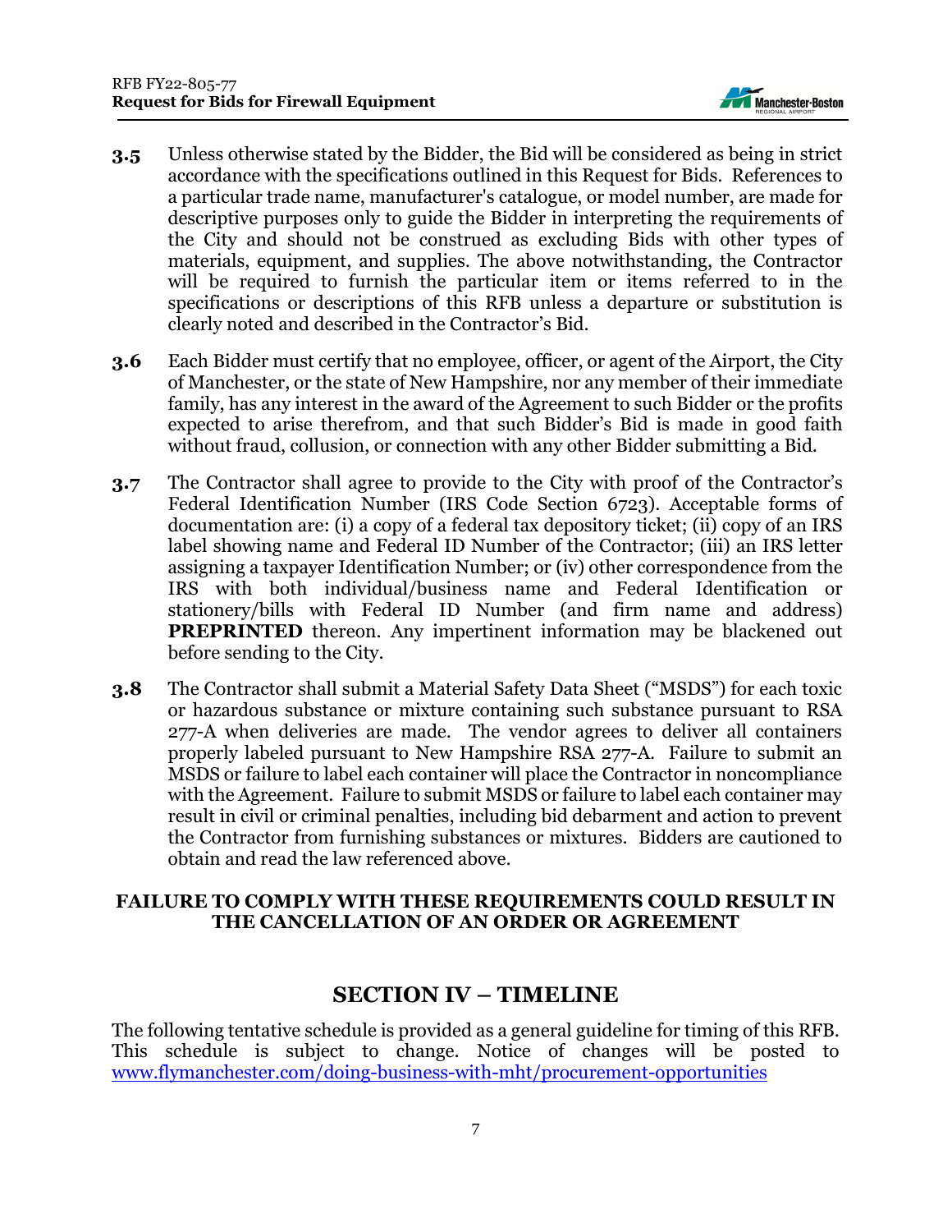**3.5** Unless otherwise stated by the Bidder, the Bid will be considered as being in strict accordance with the specifications outlined in this Request for Bids. References to a particular trade name, manufacturer's catalogue, or model number, are made for descriptive purposes only to guide the Bidder in interpreting the requirements of the City and should not be construed as excluding Bids with other types of materials, equipment, and supplies. The above notwithstanding, the Contractor will be required to furnish the particular item or items referred to in the specifications or descriptions of this RFB unless a departure or substitution is clearly noted and described in the Contractor's Bid.

**3.6** Each Bidder must certify that no employee, officer, or agent of the Airport, the City of Manchester, or the state of New Hampshire, nor any member of their immediate family, has any interest in the award of the Agreement to such Bidder or the profits expected to arise therefrom, and that such Bidder's Bid is made in good faith without fraud, collusion, or connection with any other Bidder submitting a Bid.

**3.7** The Contractor shall agree to provide to the City with proof of the Contractor's Federal Identification Number (IRS Code Section 6723). Acceptable forms of documentation are: (i) a copy of a federal tax depository ticket; (ii) copy of an IRS label showing name and Federal ID Number of the Contractor; (iii) an IRS letter assigning a taxpayer Identification Number; or (iv) other correspondence from the IRS with both individual/business name and Federal Identification or stationery/bills with Federal ID Number (and firm name and address) **PREPRINTED** thereon. Any impertinent information may be blackened out before sending to the City.

**3.8** The Contractor shall submit a Material Safety Data Sheet ("MSDS") for each toxic or hazardous substance or mixture containing such substance pursuant to RSA 277-A when deliveries are made. The vendor agrees to deliver all containers properly labeled pursuant to New Hampshire RSA 277-A. Failure to submit an MSDS or failure to label each container will place the Contractor in noncompliance with the Agreement. Failure to submit MSDS or failure to label each container may result in civil or criminal penalties, including bid debarment and action to prevent the Contractor from furnishing substances or mixtures. Bidders are cautioned to obtain and read the law referenced above.

**FAILURE TO COMPLY WITH THESE REQUIREMENTS COULD RESULT IN THE CANCELLATION OF AN ORDER OR AGREEMENT**

## SECTION IV – TIMELINE

The following tentative schedule is provided as a general guideline for timing of this RFB. This schedule is subject to change. Notice of changes will be posted to [www.flymanchester.com/doing-business-with-mht/procurement-opportunities](www.flymanchester.com/doing-business-with-mht/procurement-opportunities)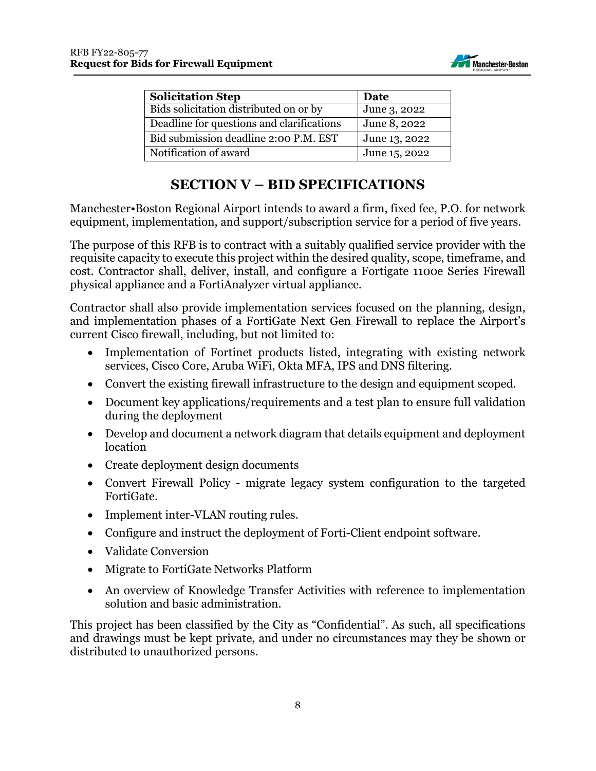| Solicitation Step | Date |
| --- | --- |
| Bids solicitation distributed on or by | June 3, 2022 |
| Deadline for questions and clarifications | June 8, 2022 |
| Bid submission deadline 2:00 P.M. EST | June 13, 2022 |
| Notification of award | June 15, 2022 |

## SECTION V – BID SPECIFICATIONS

Manchester•Boston Regional Airport intends to award a firm, fixed fee, P.O. for network equipment, implementation, and support/subscription service for a period of five years.

The purpose of this RFB is to contract with a suitably qualified service provider with the requisite capacity to execute this project within the desired quality, scope, timeframe, and cost. Contractor shall, deliver, install, and configure a Fortigate 1100e Series Firewall physical appliance and a FortiAnalyzer virtual appliance.

Contractor shall also provide implementation services focused on the planning, design, and implementation phases of a FortiGate Next Gen Firewall to replace the Airport's current Cisco firewall, including, but not limited to:

- Implementation of Fortinet products listed, integrating with existing network services, Cisco Core, Aruba WiFi, Okta MFA, IPS and DNS filtering.
- Convert the existing firewall infrastructure to the design and equipment scoped.
- Document key applications/requirements and a test plan to ensure full validation during the deployment
- Develop and document a network diagram that details equipment and deployment location
- Create deployment design documents
- Convert Firewall Policy - migrate legacy system configuration to the targeted FortiGate.
- Implement inter-VLAN routing rules.
- Configure and instruct the deployment of Forti-Client endpoint software.
- Validate Conversion
- Migrate to FortiGate Networks Platform
- An overview of Knowledge Transfer Activities with reference to implementation solution and basic administration.

This project has been classified by the City as "Confidential". As such, all specifications and drawings must be kept private, and under no circumstances may they be shown or distributed to unauthorized persons.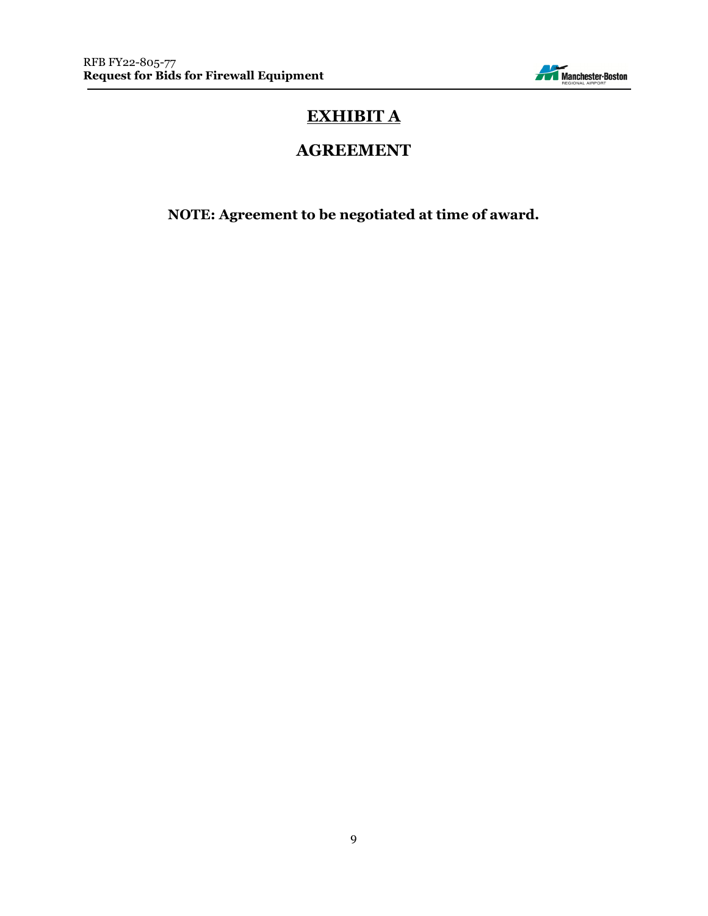# EXHIBIT A

# AGREEMENT

**NOTE: Agreement to be negotiated at time of award.**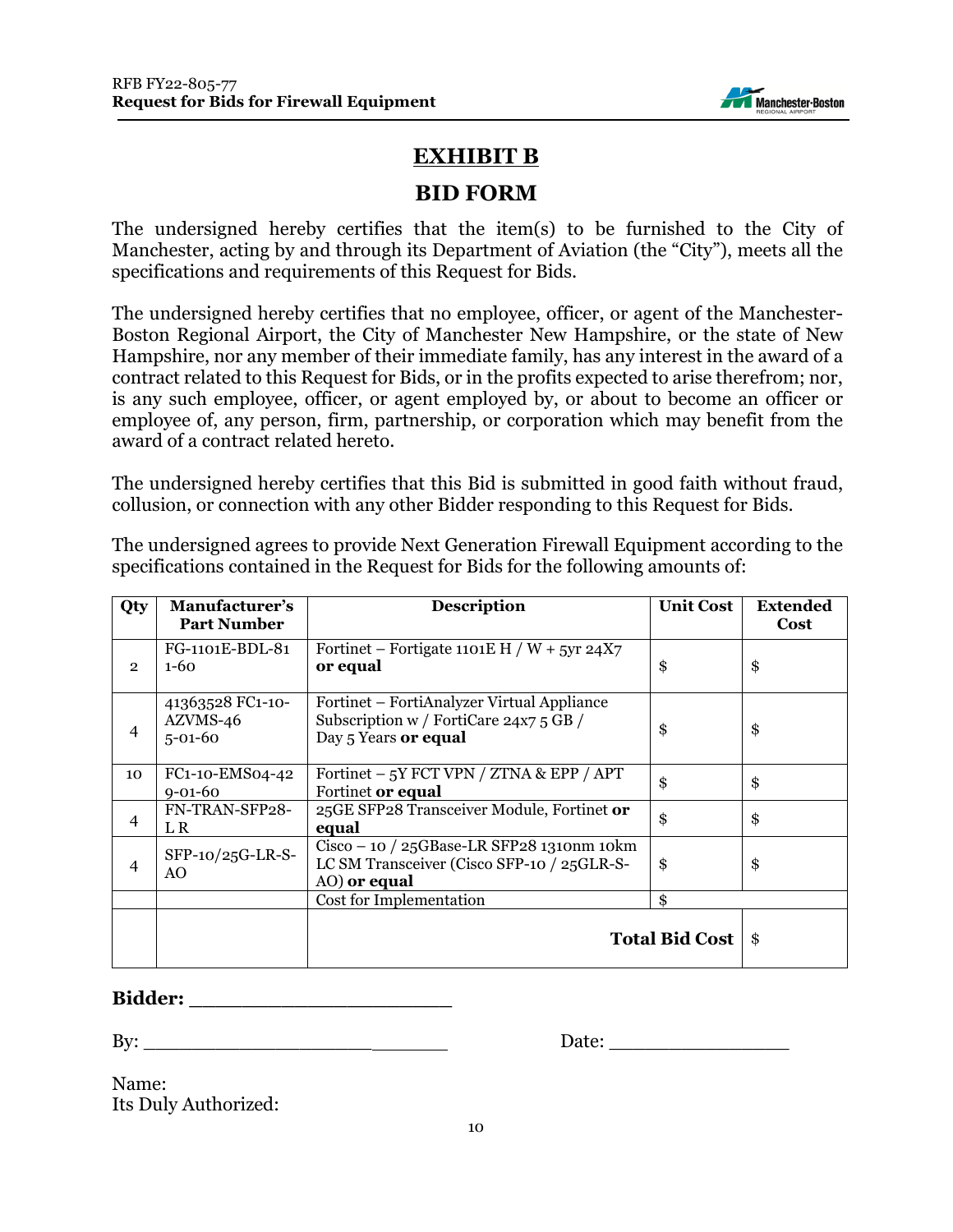# EXHIBIT B

## BID FORM

The undersigned hereby certifies that the item(s) to be furnished to the City of Manchester, acting by and through its Department of Aviation (the "City"), meets all the specifications and requirements of this Request for Bids.

The undersigned hereby certifies that no employee, officer, or agent of the Manchester-Boston Regional Airport, the City of Manchester New Hampshire, or the state of New Hampshire, nor any member of their immediate family, has any interest in the award of a contract related to this Request for Bids, or in the profits expected to arise therefrom; nor, is any such employee, officer, or agent employed by, or about to become an officer or employee of, any person, firm, partnership, or corporation which may benefit from the award of a contract related hereto.

The undersigned hereby certifies that this Bid is submitted in good faith without fraud, collusion, or connection with any other Bidder responding to this Request for Bids.

The undersigned agrees to provide Next Generation Firewall Equipment according to the specifications contained in the Request for Bids for the following amounts of:

| Qty | Manufacturer's Part Number | Description | Unit Cost | Extended Cost |
|---|---|---|---|---|
| 2 | FG-1101E-BDL-811-60 | Fortinet – Fortigate 1101E H / W + 5yr 24X7 **or equal** | $ | $ |
| 4 | 41363528 FC1-10-AZVMS-465-01-60 | Fortinet – FortiAnalyzer Virtual Appliance Subscription w / FortiCare 24x7 5 GB / Day 5 Years **or equal** | $ | $ |
| 10 | FC1-10-EMS04-429-01-60 | Fortinet – 5Y FCT VPN / ZTNA & EPP / APT Fortinet **or equal** | $ | $ |
| 4 | FN-TRAN-SFP28-LR | 25GE SFP28 Transceiver Module, Fortinet **or equal** | $ | $ |
| 4 | SFP-10/25G-LR-S-AO | Cisco – 10 / 25GBase-LR SFP28 1310nm 10km LC SM Transceiver (Cisco SFP-10 / 25GLR-S-AO) **or equal** | $ | $ |
| | | Cost for Implementation | $ | |
| | | **Total Bid Cost** | | $ |

**Bidder:** ____________________

By: ___________________________ Date: _______________

Name:
Its Duly Authorized: